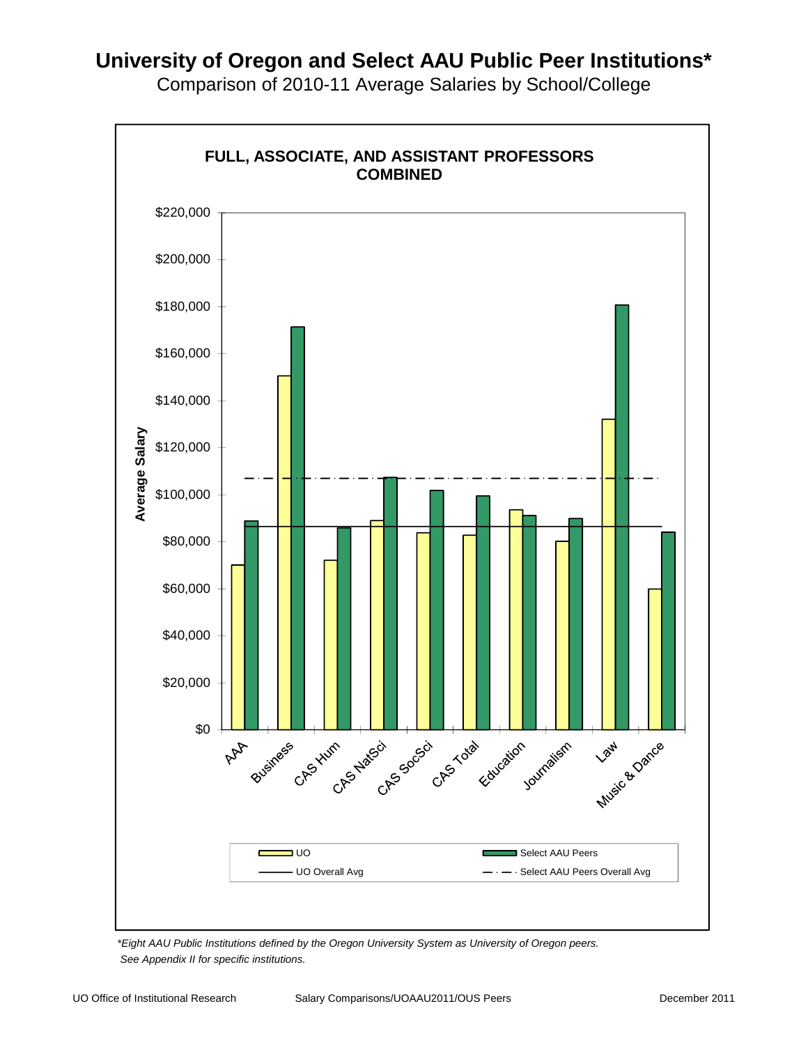# University of Oregon and Select AAU Public Peer Institutions*

Comparison of 2010-11 Average Salaries by School/College

**FULL, ASSOCIATE, AND ASSISTANT PROFESSORS COMBINED**

Average Salary

$220,000
$200,000
$180,000
$160,000
$140,000
$120,000
$100,000
$80,000
$60,000
$40,000
$20,000
$0

AAA, Business, CAS Hum, CAS NatSci, CAS SocSci, CAS Total, Education, Journalism, Law, Music & Dance

UO | Select AAU Peers | UO Overall Avg | Select AAU Peers Overall Avg

*\*Eight AAU Public Institutions defined by the Oregon University System as University of Oregon peers.*
*See Appendix II for specific institutions.*

UO Office of Institutional Research    Salary Comparisons/UOAAU2011/OUS Peers    December 2011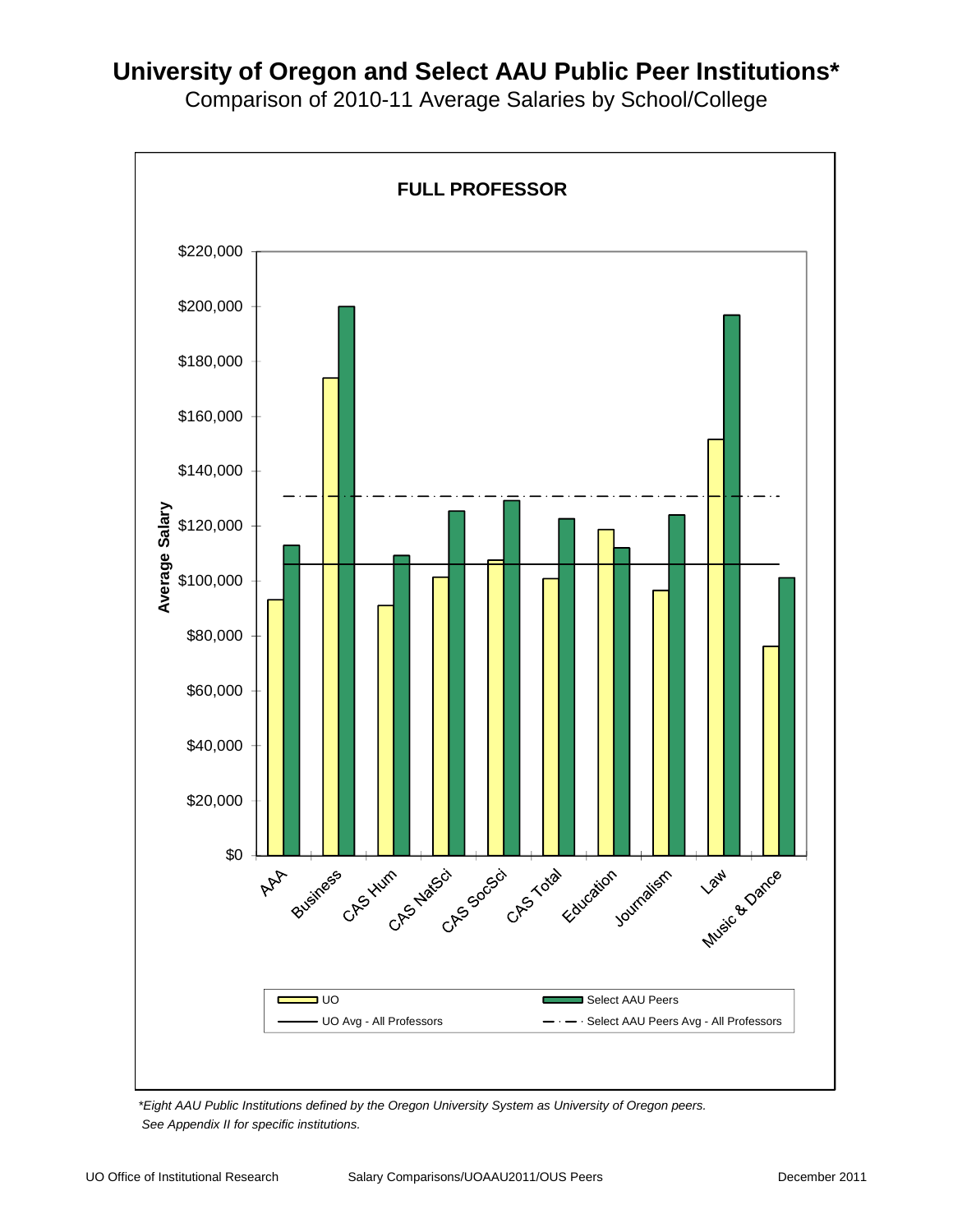# University of Oregon and Select AAU Public Peer Institutions*

Comparison of 2010-11 Average Salaries by School/College

**FULL PROFESSOR**

Average Salary

$220,000
$200,000
$180,000
$160,000
$140,000
$120,000
$100,000
$80,000
$60,000
$40,000
$20,000
$0

AAA, Business, CAS Hum, CAS NatSci, CAS SocSci, CAS Total, Education, Journalism, Law, Music & Dance

UO | Select AAU Peers | UO Avg - All Professors | Select AAU Peers Avg - All Professors

*Eight AAU Public Institutions defined by the Oregon University System as University of Oregon peers. See Appendix II for specific institutions.*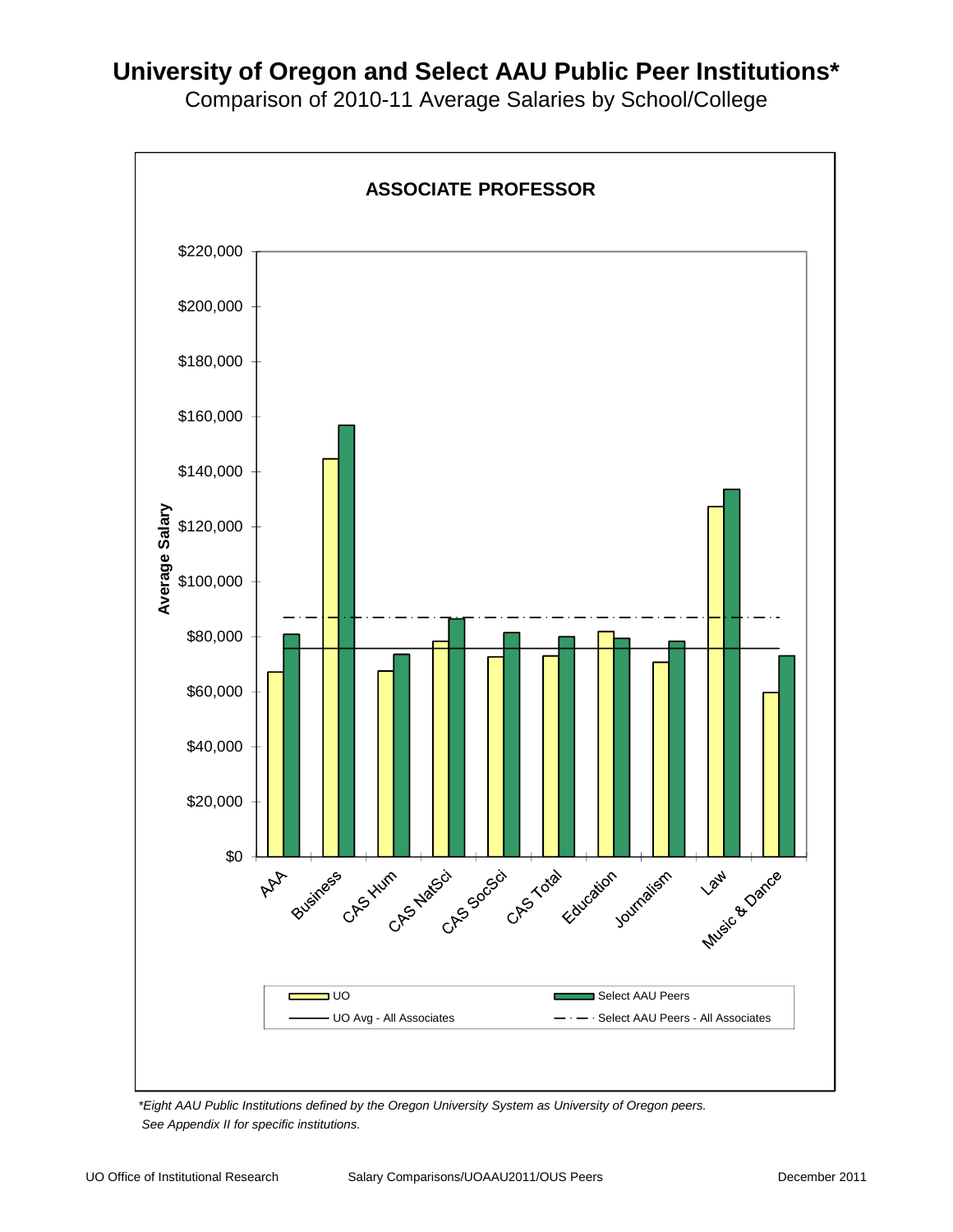# University of Oregon and Select AAU Public Peer Institutions*

Comparison of 2010-11 Average Salaries by School/College

**ASSOCIATE PROFESSOR**

Average Salary

$220,000
$200,000
$180,000
$160,000
$140,000
$120,000
$100,000
$80,000
$60,000
$40,000
$20,000
$0

AAA, Business, CAS Hum, CAS NatSci, CAS SocSci, CAS Total, Education, Journalism, Law, Music & Dance

UO | Select AAU Peers
UO Avg - All Associates | Select AAU Peers - All Associates

*\*Eight AAU Public Institutions defined by the Oregon University System as University of Oregon peers. See Appendix II for specific institutions.*

UO Office of Institutional Research    Salary Comparisons/UOAAU2011/OUS Peers    December 2011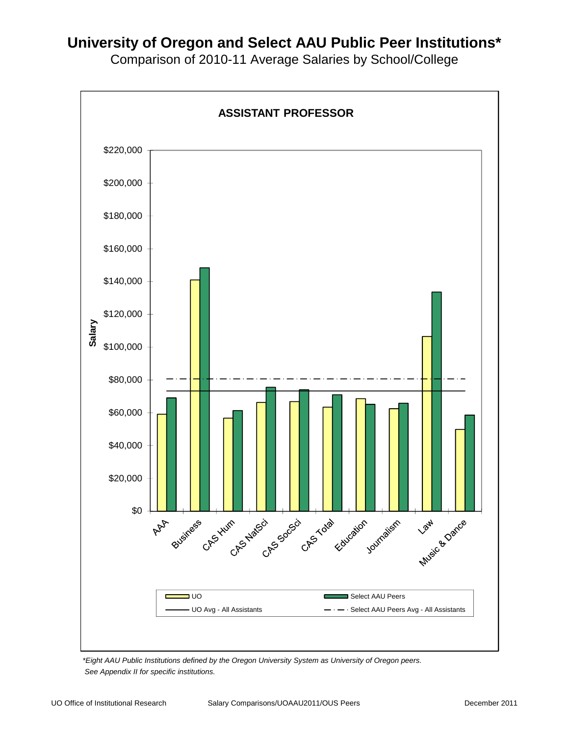# University of Oregon and Select AAU Public Peer Institutions*

Comparison of 2010-11 Average Salaries by School/College

**ASSISTANT PROFESSOR**

Salary

$220,000
$200,000
$180,000
$160,000
$140,000
$120,000
$100,000
$80,000
$60,000
$40,000
$20,000
$0

AAA
Business
CAS Hum
CAS NatSci
CAS SocSci
CAS Total
Education
Journalism
Law
Music & Dance

UO
Select AAU Peers
UO Avg - All Assistants
Select AAU Peers Avg - All Assistants

*Eight AAU Public Institutions defined by the Oregon University System as University of Oregon peers. See Appendix II for specific institutions.*